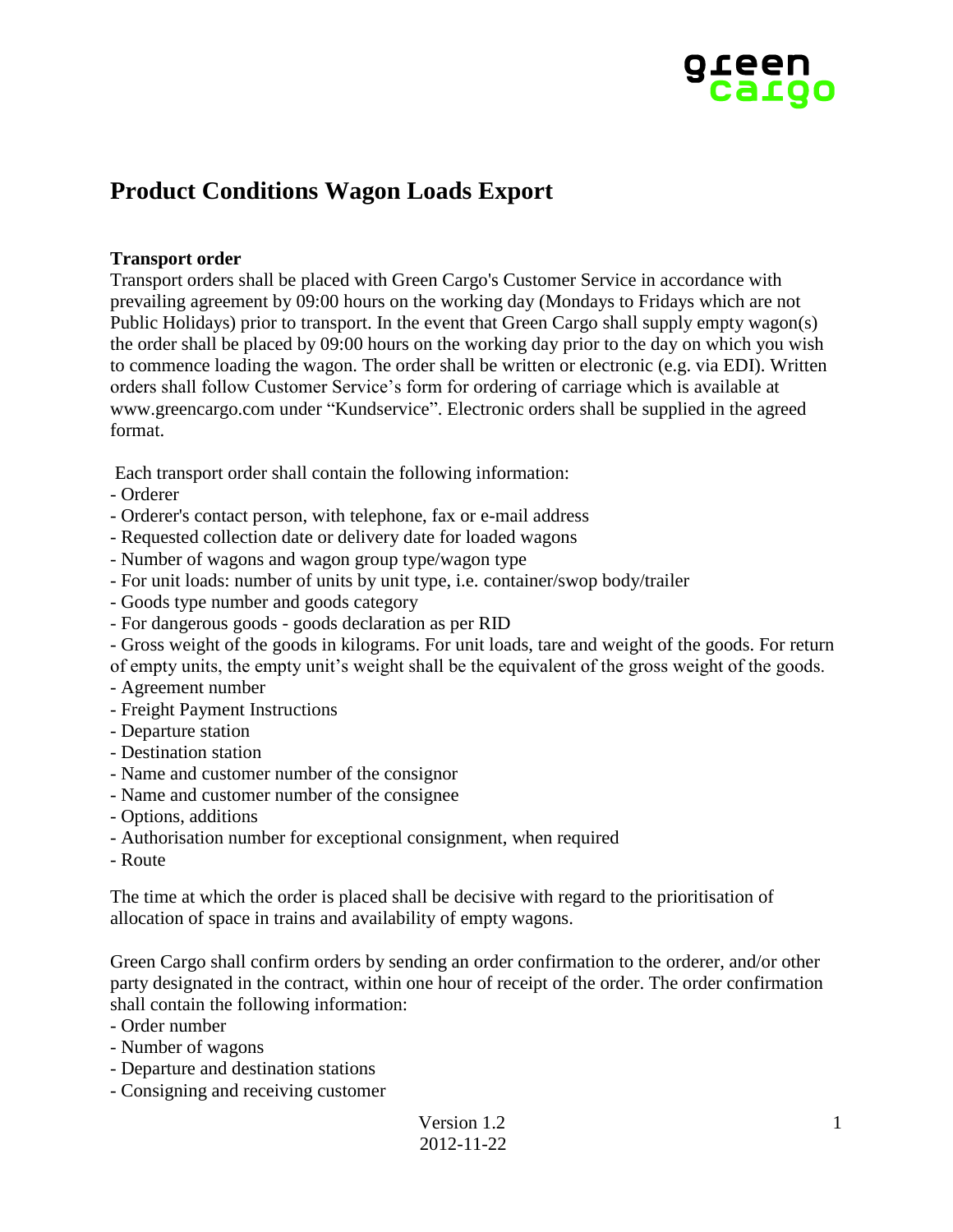# Product Conditions Wagon Loads Export

### Transport order

Transport orders shall be placed with Green Cargo's Customer Service in accordance with prevailing agreement by 09:00 hours on the working day (Mondays to Fridays which are not Public Holidays) prior to transport. In the event that Green Cargo shall supply empty wagon(s) the order shall be placed by 09:00 hours on the working day prior to the day on which you wish to commence loading the wagon. The order shall be written or electronic (e.g. via EDI). Written orders shall follow Customer Service's form for ordering of carriage which is available at www.greencargo.com under "Kundservice". Electronic orders shall be supplied in the agreed format.

Each transport order shall contain the following information:

- Orderer
- Orderer's contact person, with telephone, fax or e-mail address
- Requested collection date or delivery date for loaded wagons
- Number of wagons and wagon group type/wagon type
- For unit loads: number of units by unit type, i.e. container/swop body/trailer
- Goods type number and goods category
- For dangerous goods - goods declaration as per RID
- Gross weight of the goods in kilograms. For unit loads, tare and weight of the goods. For return of empty units, the empty unit's weight shall be the equivalent of the gross weight of the goods.
- Agreement number
- Freight Payment Instructions
- Departure station
- Destination station
- Name and customer number of the consignor
- Name and customer number of the consignee
- Options, additions
- Authorisation number for exceptional consignment, when required
- Route

The time at which the order is placed shall be decisive with regard to the prioritisation of allocation of space in trains and availability of empty wagons.

Green Cargo shall confirm orders by sending an order confirmation to the orderer, and/or other party designated in the contract, within one hour of receipt of the order. The order confirmation shall contain the following information:

- Order number
- Number of wagons
- Departure and destination stations
- Consigning and receiving customer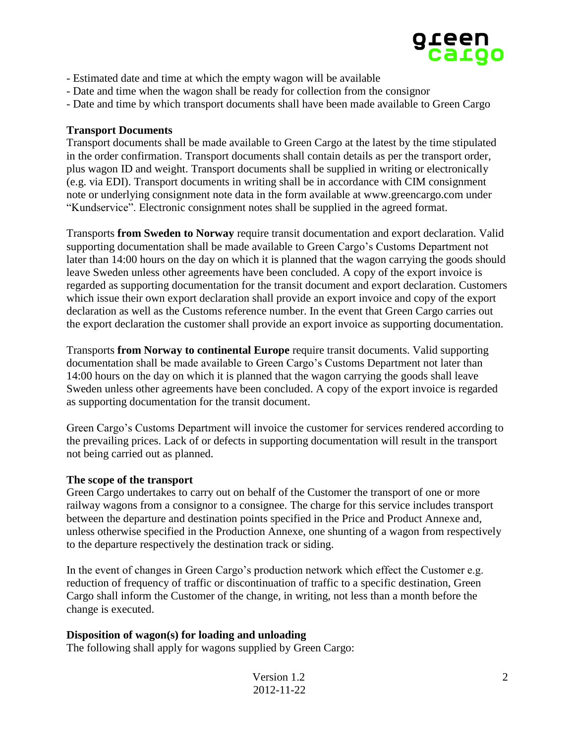- Estimated date and time at which the empty wagon will be available
- Date and time when the wagon shall be ready for collection from the consignor
- Date and time by which transport documents shall have been made available to Green Cargo

**Transport Documents**

Transport documents shall be made available to Green Cargo at the latest by the time stipulated in the order confirmation. Transport documents shall contain details as per the transport order, plus wagon ID and weight. Transport documents shall be supplied in writing or electronically (e.g. via EDI). Transport documents in writing shall be in accordance with CIM consignment note or underlying consignment note data in the form available at www.greencargo.com under "Kundservice". Electronic consignment notes shall be supplied in the agreed format.

Transports **from Sweden to Norway** require transit documentation and export declaration. Valid supporting documentation shall be made available to Green Cargo's Customs Department not later than 14:00 hours on the day on which it is planned that the wagon carrying the goods should leave Sweden unless other agreements have been concluded. A copy of the export invoice is regarded as supporting documentation for the transit document and export declaration. Customers which issue their own export declaration shall provide an export invoice and copy of the export declaration as well as the Customs reference number. In the event that Green Cargo carries out the export declaration the customer shall provide an export invoice as supporting documentation.

Transports **from Norway to continental Europe** require transit documents. Valid supporting documentation shall be made available to Green Cargo's Customs Department not later than 14:00 hours on the day on which it is planned that the wagon carrying the goods shall leave Sweden unless other agreements have been concluded. A copy of the export invoice is regarded as supporting documentation for the transit document.

Green Cargo's Customs Department will invoice the customer for services rendered according to the prevailing prices. Lack of or defects in supporting documentation will result in the transport not being carried out as planned.

**The scope of the transport**

Green Cargo undertakes to carry out on behalf of the Customer the transport of one or more railway wagons from a consignor to a consignee. The charge for this service includes transport between the departure and destination points specified in the Price and Product Annexe and, unless otherwise specified in the Production Annexe, one shunting of a wagon from respectively to the departure respectively the destination track or siding.

In the event of changes in Green Cargo's production network which effect the Customer e.g. reduction of frequency of traffic or discontinuation of traffic to a specific destination, Green Cargo shall inform the Customer of the change, in writing, not less than a month before the change is executed.

**Disposition of wagon(s) for loading and unloading**

The following shall apply for wagons supplied by Green Cargo: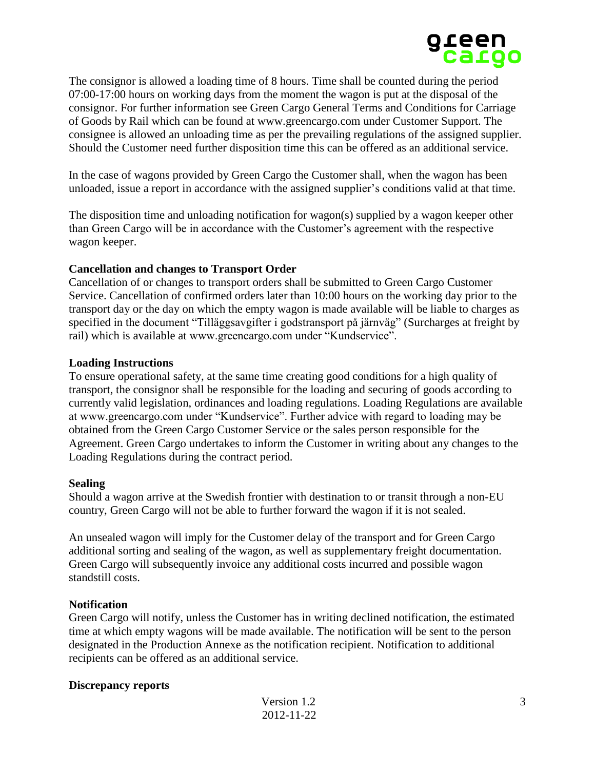The consignor is allowed a loading time of 8 hours. Time shall be counted during the period 07:00-17:00 hours on working days from the moment the wagon is put at the disposal of the consignor. For further information see Green Cargo General Terms and Conditions for Carriage of Goods by Rail which can be found at www.greencargo.com under Customer Support. The consignee is allowed an unloading time as per the prevailing regulations of the assigned supplier. Should the Customer need further disposition time this can be offered as an additional service.

In the case of wagons provided by Green Cargo the Customer shall, when the wagon has been unloaded, issue a report in accordance with the assigned supplier's conditions valid at that time.

The disposition time and unloading notification for wagon(s) supplied by a wagon keeper other than Green Cargo will be in accordance with the Customer's agreement with the respective wagon keeper.

**Cancellation and changes to Transport Order**

Cancellation of or changes to transport orders shall be submitted to Green Cargo Customer Service. Cancellation of confirmed orders later than 10:00 hours on the working day prior to the transport day or the day on which the empty wagon is made available will be liable to charges as specified in the document "Tilläggsavgifter i godstransport på järnväg" (Surcharges at freight by rail) which is available at www.greencargo.com under "Kundservice".

**Loading Instructions**

To ensure operational safety, at the same time creating good conditions for a high quality of transport, the consignor shall be responsible for the loading and securing of goods according to currently valid legislation, ordinances and loading regulations. Loading Regulations are available at www.greencargo.com under "Kundservice". Further advice with regard to loading may be obtained from the Green Cargo Customer Service or the sales person responsible for the Agreement. Green Cargo undertakes to inform the Customer in writing about any changes to the Loading Regulations during the contract period.

**Sealing**

Should a wagon arrive at the Swedish frontier with destination to or transit through a non-EU country, Green Cargo will not be able to further forward the wagon if it is not sealed.

An unsealed wagon will imply for the Customer delay of the transport and for Green Cargo additional sorting and sealing of the wagon, as well as supplementary freight documentation. Green Cargo will subsequently invoice any additional costs incurred and possible wagon standstill costs.

**Notification**

Green Cargo will notify, unless the Customer has in writing declined notification, the estimated time at which empty wagons will be made available. The notification will be sent to the person designated in the Production Annexe as the notification recipient. Notification to additional recipients can be offered as an additional service.

**Discrepancy reports**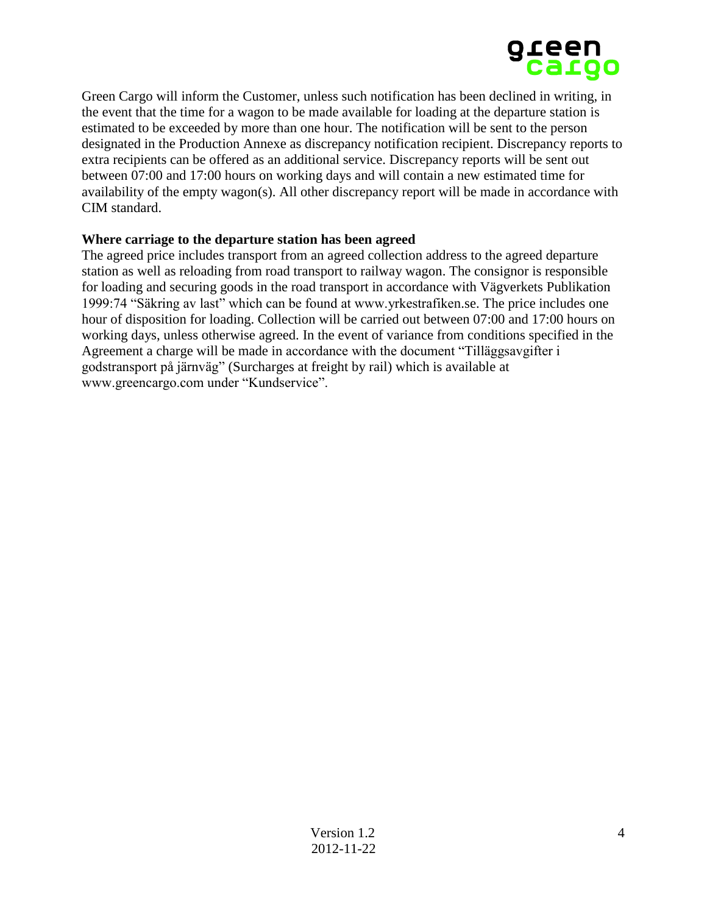Green Cargo will inform the Customer, unless such notification has been declined in writing, in the event that the time for a wagon to be made available for loading at the departure station is estimated to be exceeded by more than one hour. The notification will be sent to the person designated in the Production Annexe as discrepancy notification recipient. Discrepancy reports to extra recipients can be offered as an additional service. Discrepancy reports will be sent out between 07:00 and 17:00 hours on working days and will contain a new estimated time for availability of the empty wagon(s). All other discrepancy report will be made in accordance with CIM standard.

**Where carriage to the departure station has been agreed**

The agreed price includes transport from an agreed collection address to the agreed departure station as well as reloading from road transport to railway wagon. The consignor is responsible for loading and securing goods in the road transport in accordance with Vägverkets Publikation 1999:74 "Säkring av last" which can be found at www.yrkestrafiken.se. The price includes one hour of disposition for loading. Collection will be carried out between 07:00 and 17:00 hours on working days, unless otherwise agreed. In the event of variance from conditions specified in the Agreement a charge will be made in accordance with the document "Tilläggsavgifter i godstransport på järnväg" (Surcharges at freight by rail) which is available at www.greencargo.com under "Kundservice".